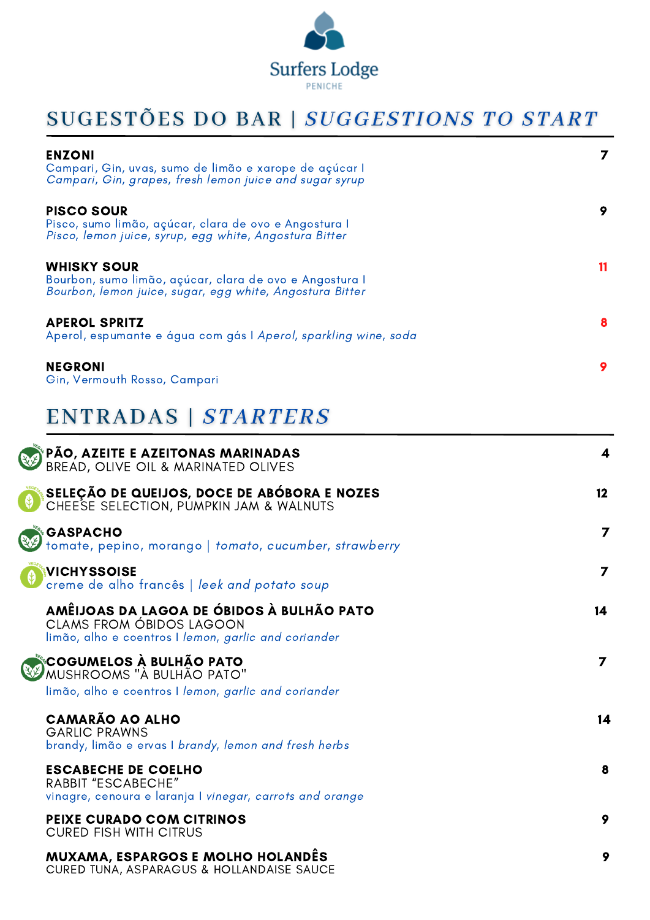Surfers Lodge
PENICHE

## SUGESTÕES DO BAR | *SUGGESTIONS TO START*

**ENZONI** — 7
Campari, Gin, uvas, sumo de limão e xarope de açúcar I
*Campari, Gin, grapes, fresh lemon juice and sugar syrup*

**PISCO SOUR** — 9
Pisco, sumo limão, açúcar, clara de ovo e Angostura I
*Pisco, lemon juice, syrup, egg white, Angostura Bitter*

**WHISKY SOUR** — 11
Bourbon, sumo limão, açúcar, clara de ovo e Angostura I
*Bourbon, lemon juice, sugar, egg white, Angostura Bitter*

**APEROL SPRITZ** — 8
Aperol, espumante e água com gás I *Aperol, sparkling wine, soda*

**NEGRONI** — 9
Gin, Vermouth Rosso, Campari

## ENTRADAS | *STARTERS*

**PÃO, AZEITE E AZEITONAS MARINADAS** (Vegan) — 4
BREAD, OLIVE OIL & MARINATED OLIVES

**SELEÇÃO DE QUEIJOS, DOCE DE ABÓBORA E NOZES** (Vegetarian) — 12
CHEESE SELECTION, PUMPKIN JAM & WALNUTS

**GASPACHO** (Vegan) — 7
tomate, pepino, morango | *tomato, cucumber, strawberry*

**VICHYSSOISE** (Vegetarian) — 7
creme de alho francês | *leek and potato soup*

**AMÊIJOAS DA LAGOA DE ÓBIDOS À BULHÃO PATO** — 14
CLAMS FROM ÓBIDOS LAGOON
limão, alho e coentros I *lemon, garlic and coriander*

**COGUMELOS À BULHÃO PATO** (Vegan) — 7
MUSHROOMS "À BULHÃO PATO"
limão, alho e coentros I *lemon, garlic and coriander*

**CAMARÃO AO ALHO** — 14
GARLIC PRAWNS
brandy, limão e ervas I *brandy, lemon and fresh herbs*

**ESCABECHE DE COELHO** — 8
RABBIT "ESCABECHE"
vinagre, cenoura e laranja I *vinegar, carrots and orange*

**PEIXE CURADO COM CITRINOS** — 9
CURED FISH WITH CITRUS

**MUXAMA, ESPARGOS E MOLHO HOLANDÊS** — 9
CURED TUNA, ASPARAGUS & HOLLANDAISE SAUCE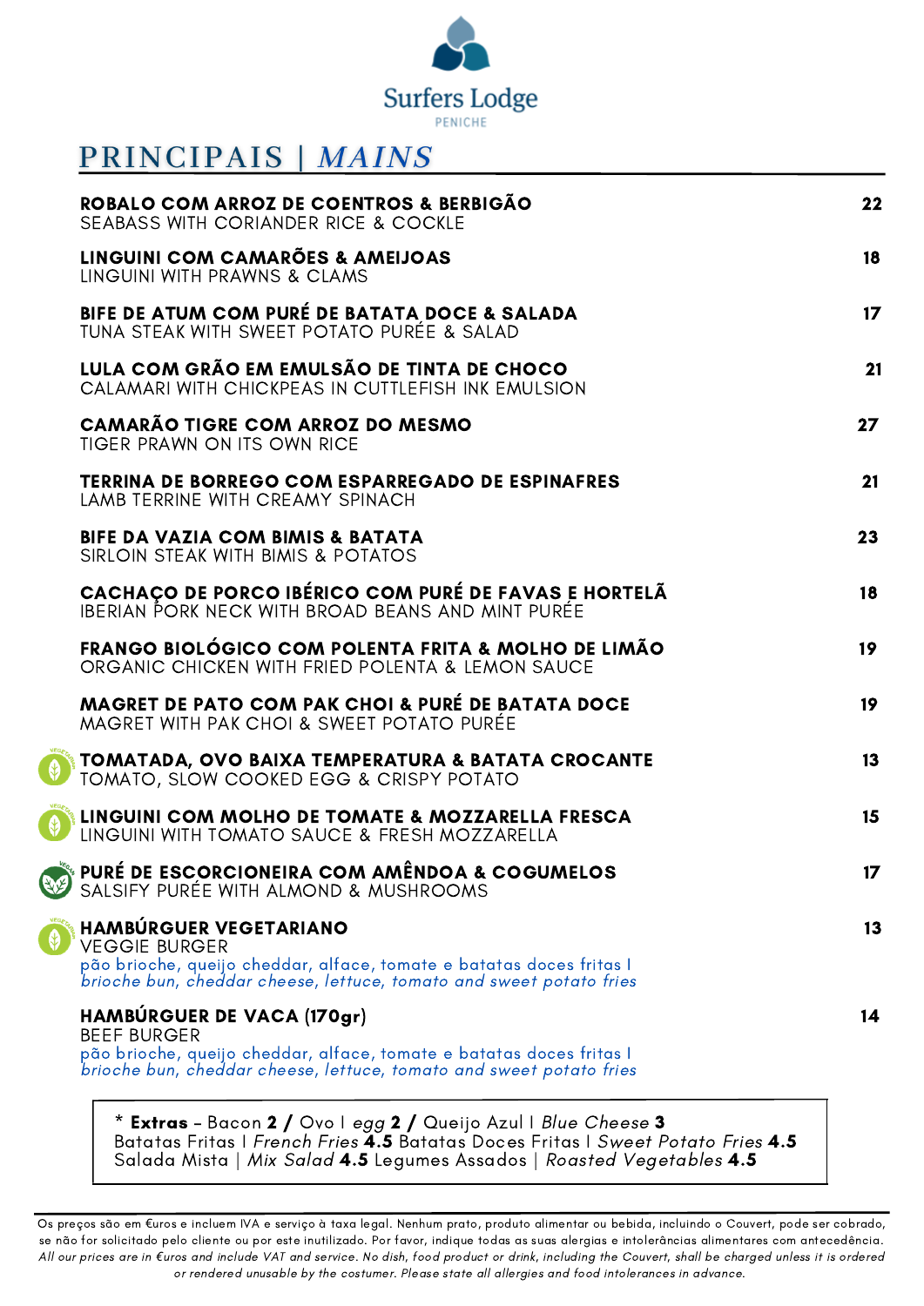Surfers Lodge

PENICHE

# PRINCIPAIS | *MAINS*

**ROBALO COM ARROZ DE COENTROS & BERBIGÃO** **22**
SEABASS WITH CORIANDER RICE & COCKLE

**LINGUINI COM CAMARÕES & AMEIJOAS** **18**
LINGUINI WITH PRAWNS & CLAMS

**BIFE DE ATUM COM PURÉ DE BATATA DOCE & SALADA** **17**
TUNA STEAK WITH SWEET POTATO PURÉE & SALAD

**LULA COM GRÃO EM EMULSÃO DE TINTA DE CHOCO** **21**
CALAMARI WITH CHICKPEAS IN CUTTLEFISH INK EMULSION

**CAMARÃO TIGRE COM ARROZ DO MESMO** **27**
TIGER PRAWN ON ITS OWN RICE

**TERRINA DE BORREGO COM ESPARREGADO DE ESPINAFRES** **21**
LAMB TERRINE WITH CREAMY SPINACH

**BIFE DA VAZIA COM BIMIS & BATATA** **23**
SIRLOIN STEAK WITH BIMIS & POTATOS

**CACHAÇO DE PORCO IBÉRICO COM PURÉ DE FAVAS E HORTELÃ** **18**
IBERIAN PORK NECK WITH BROAD BEANS AND MINT PURÉE

**FRANGO BIOLÓGICO COM POLENTA FRITA & MOLHO DE LIMÃO** **19**
ORGANIC CHICKEN WITH FRIED POLENTA & LEMON SAUCE

**MAGRET DE PATO COM PAK CHOI & PURÉ DE BATATA DOCE** **19**
MAGRET WITH PAK CHOI & SWEET POTATO PURÉE

(Vegetariano) **TOMATADA, OVO BAIXA TEMPERATURA & BATATA CROCANTE** **13**
TOMATO, SLOW COOKED EGG & CRISPY POTATO

(Vegetariano) **LINGUINI COM MOLHO DE TOMATE & MOZZARELLA FRESCA** **15**
LINGUINI WITH TOMATO SAUCE & FRESH MOZZARELLA

(Vegan) **PURÉ DE ESCORCIONEIRA COM AMÊNDOA & COGUMELOS** **17**
SALSIFY PURÉE WITH ALMOND & MUSHROOMS

(Vegetariano) **HAMBÚRGUER VEGETARIANO** **13**
VEGGIE BURGER
pão brioche, queijo cheddar, alface, tomate e batatas doces fritas I
*brioche bun, cheddar cheese, lettuce, tomato and sweet potato fries*

**HAMBÚRGUER DE VACA (170gr)** **14**
BEEF BURGER
pão brioche, queijo cheddar, alface, tomate e batatas doces fritas I
*brioche bun, cheddar cheese, lettuce, tomato and sweet potato fries*

\* **Extras** – Bacon **2** / Ovo I *egg* **2** / Queijo Azul I *Blue Cheese* **3**
Batatas Fritas I *French Fries* **4.5** Batatas Doces Fritas I *Sweet Potato Fries* **4.5**
Salada Mista | *Mix Salad* **4.5** Legumes Assados | *Roasted Vegetables* **4.5**

Os preços são em €uros e incluem IVA e serviço à taxa legal. Nenhum prato, produto alimentar ou bebida, incluindo o Couvert, pode ser cobrado, se não for solicitado pelo cliente ou por este inutilizado. Por favor, indique todas as suas alergias e intolerâncias alimentares com antecedência.
*All our prices are in €uros and include VAT and service. No dish, food product or drink, including the Couvert, shall be charged unless it is ordered or rendered unusable by the costumer. Please state all allergies and food intolerances in advance.*